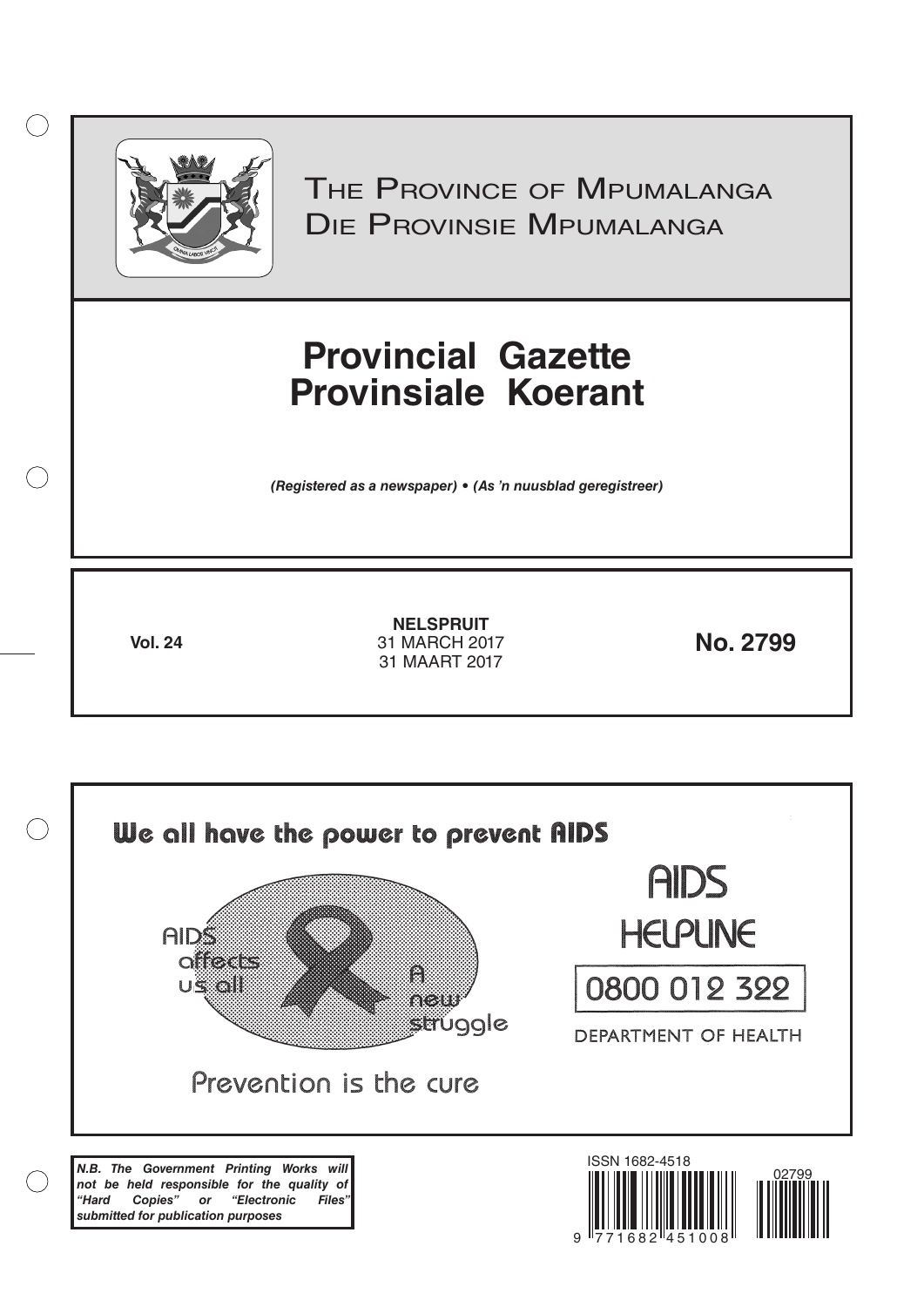# The Province of Mpumalanga
# Die Provinsie Mpumalanga

# Provincial Gazette
# Provinsiale Koerant

***(Registered as a newspaper) • (As 'n nuusblad geregistreer)***

**Vol. 24**

**NELSPRUIT**
31 MARCH 2017
31 MAART 2017

**No. 2799**

We all have the power to prevent AIDS

AIDS affects us all

A new struggle

Prevention is the cure

AIDS HELPLINE

0800 012 322

DEPARTMENT OF HEALTH

***N.B. The Government Printing Works will not be held responsible for the quality of "Hard Copies" or "Electronic Files" submitted for publication purposes***

ISSN 1682-4518

02799

9 771682 451008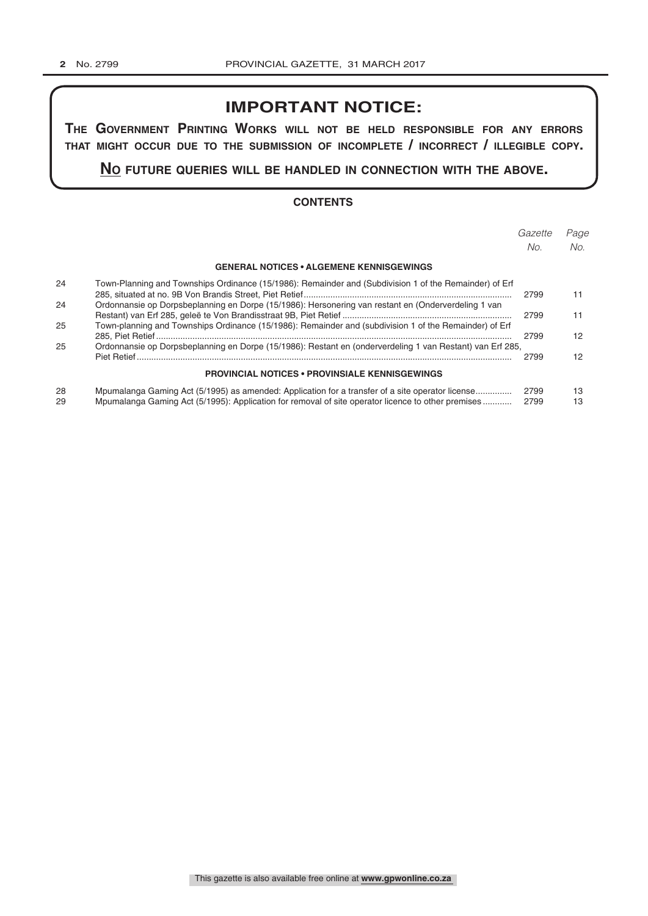# IMPORTANT NOTICE:

**THE GOVERNMENT PRINTING WORKS WILL NOT BE HELD RESPONSIBLE FOR ANY ERRORS THAT MIGHT OCCUR DUE TO THE SUBMISSION OF INCOMPLETE / INCORRECT / ILLEGIBLE COPY.**

**NO FUTURE QUERIES WILL BE HANDLED IN CONNECTION WITH THE ABOVE.**

## CONTENTS

| | | *Gazette No.* | *Page No.* |
|---|---|---|---|
| | **GENERAL NOTICES • ALGEMENE KENNISGEWINGS** | | |
| 24 | Town-Planning and Townships Ordinance (15/1986): Remainder and (Subdivision 1 of the Remainder) of Erf 285, situated at no. 9B Von Brandis Street, Piet Retief | 2799 | 11 |
| 24 | Ordonnansie op Dorpsbeplanning en Dorpe (15/1986): Hersonering van restant en (Onderverdeling 1 van Restant) van Erf 285, geleë te Von Brandisstraat 9B, Piet Retief | 2799 | 11 |
| 25 | Town-planning and Townships Ordinance (15/1986): Remainder and (subdivision 1 of the Remainder) of Erf 285, Piet Retief | 2799 | 12 |
| 25 | Ordonnansie op Dorpsbeplanning en Dorpe (15/1986): Restant en (onderverdeling 1 van Restant) van Erf 285, Piet Retief | 2799 | 12 |
| | **PROVINCIAL NOTICES • PROVINSIALE KENNISGEWINGS** | | |
| 28 | Mpumalanga Gaming Act (5/1995) as amended: Application for a transfer of a site operator license | 2799 | 13 |
| 29 | Mpumalanga Gaming Act (5/1995): Application for removal of site operator licence to other premises | 2799 | 13 |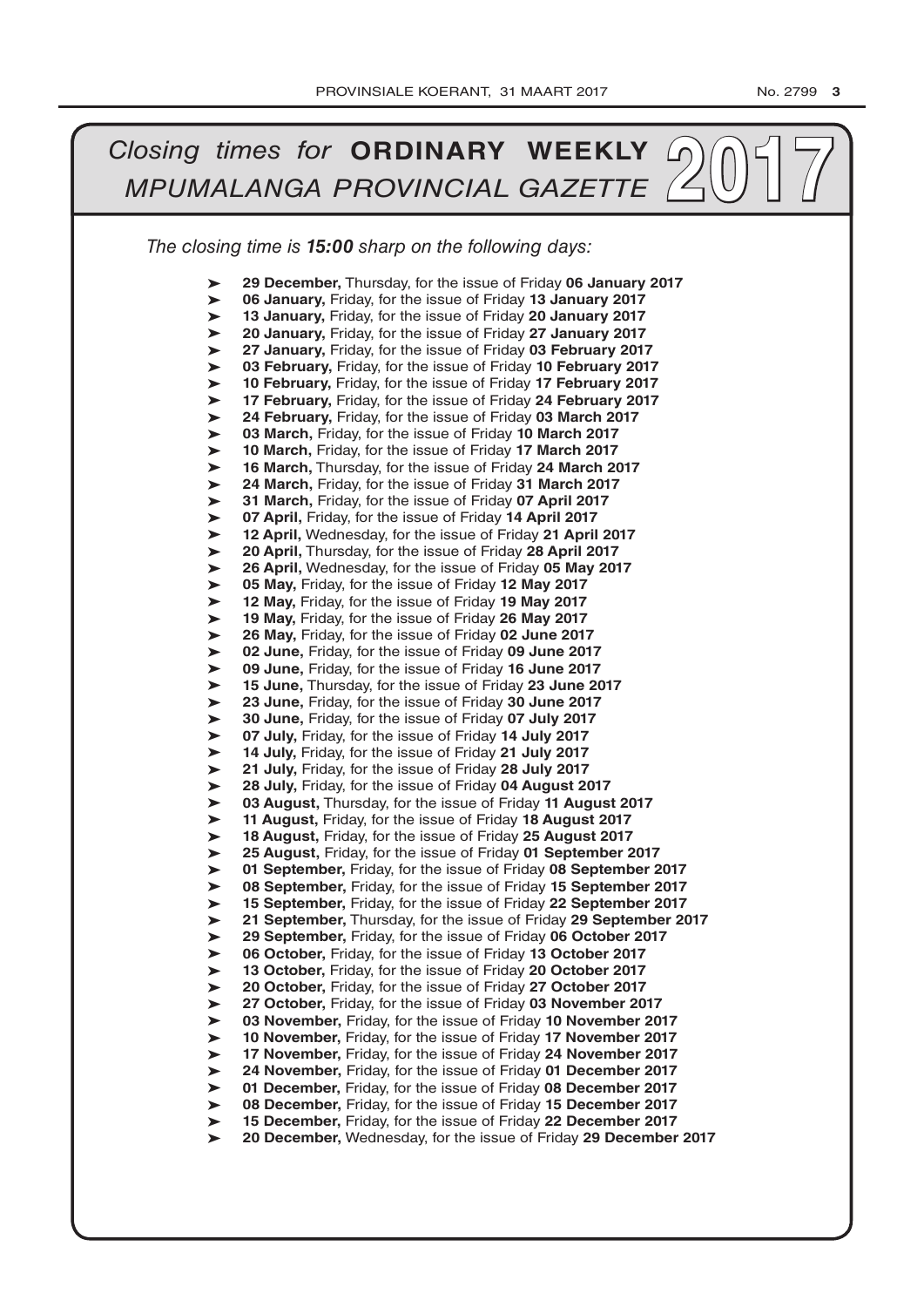# *Closing times for* **ORDINARY WEEKLY** *MPUMALANGA PROVINCIAL GAZETTE* 2017

*The closing time is **15:00** sharp on the following days:*

- **29 December,** Thursday, for the issue of Friday **06 January 2017**
- **06 January,** Friday, for the issue of Friday **13 January 2017**
- **13 January,** Friday, for the issue of Friday **20 January 2017**
- **20 January,** Friday, for the issue of Friday **27 January 2017**
- **27 January,** Friday, for the issue of Friday **03 February 2017**
- **03 February,** Friday, for the issue of Friday **10 February 2017**
- **10 February,** Friday, for the issue of Friday **17 February 2017**
- **17 February,** Friday, for the issue of Friday **24 February 2017**
- **24 February,** Friday, for the issue of Friday **03 March 2017**
- **03 March,** Friday, for the issue of Friday **10 March 2017**
- **10 March,** Friday, for the issue of Friday **17 March 2017**
- **16 March,** Thursday, for the issue of Friday **24 March 2017**
- **24 March,** Friday, for the issue of Friday **31 March 2017**
- **31 March,** Friday, for the issue of Friday **07 April 2017**
- **07 April,** Friday, for the issue of Friday **14 April 2017**
- **12 April,** Wednesday, for the issue of Friday **21 April 2017**
- **20 April,** Thursday, for the issue of Friday **28 April 2017**
- **26 April,** Wednesday, for the issue of Friday **05 May 2017**
- **05 May,** Friday, for the issue of Friday **12 May 2017**
- **12 May,** Friday, for the issue of Friday **19 May 2017**
- **19 May,** Friday, for the issue of Friday **26 May 2017**
- **26 May,** Friday, for the issue of Friday **02 June 2017**
- **02 June,** Friday, for the issue of Friday **09 June 2017**
- **09 June,** Friday, for the issue of Friday **16 June 2017**
- **15 June,** Thursday, for the issue of Friday **23 June 2017**
- **23 June,** Friday, for the issue of Friday **30 June 2017**
- **30 June,** Friday, for the issue of Friday **07 July 2017**
- **07 July,** Friday, for the issue of Friday **14 July 2017**
- **14 July,** Friday, for the issue of Friday **21 July 2017**
- **21 July,** Friday, for the issue of Friday **28 July 2017**
- **28 July,** Friday, for the issue of Friday **04 August 2017**
- **03 August,** Thursday, for the issue of Friday **11 August 2017**
- **11 August,** Friday, for the issue of Friday **18 August 2017**
- **18 August,** Friday, for the issue of Friday **25 August 2017**
- **25 August,** Friday, for the issue of Friday **01 September 2017**
- **01 September,** Friday, for the issue of Friday **08 September 2017**
- **08 September,** Friday, for the issue of Friday **15 September 2017**
- **15 September,** Friday, for the issue of Friday **22 September 2017**
- **21 September,** Thursday, for the issue of Friday **29 September 2017**
- **29 September,** Friday, for the issue of Friday **06 October 2017**
- **06 October,** Friday, for the issue of Friday **13 October 2017**
- **13 October,** Friday, for the issue of Friday **20 October 2017**
- **20 October,** Friday, for the issue of Friday **27 October 2017**
- **27 October,** Friday, for the issue of Friday **03 November 2017**
- **03 November,** Friday, for the issue of Friday **10 November 2017**
- **10 November,** Friday, for the issue of Friday **17 November 2017**
- **17 November,** Friday, for the issue of Friday **24 November 2017**
- **24 November,** Friday, for the issue of Friday **01 December 2017**
- **01 December,** Friday, for the issue of Friday **08 December 2017**
- **08 December,** Friday, for the issue of Friday **15 December 2017**
- **15 December,** Friday, for the issue of Friday **22 December 2017**
- **20 December,** Wednesday, for the issue of Friday **29 December 2017**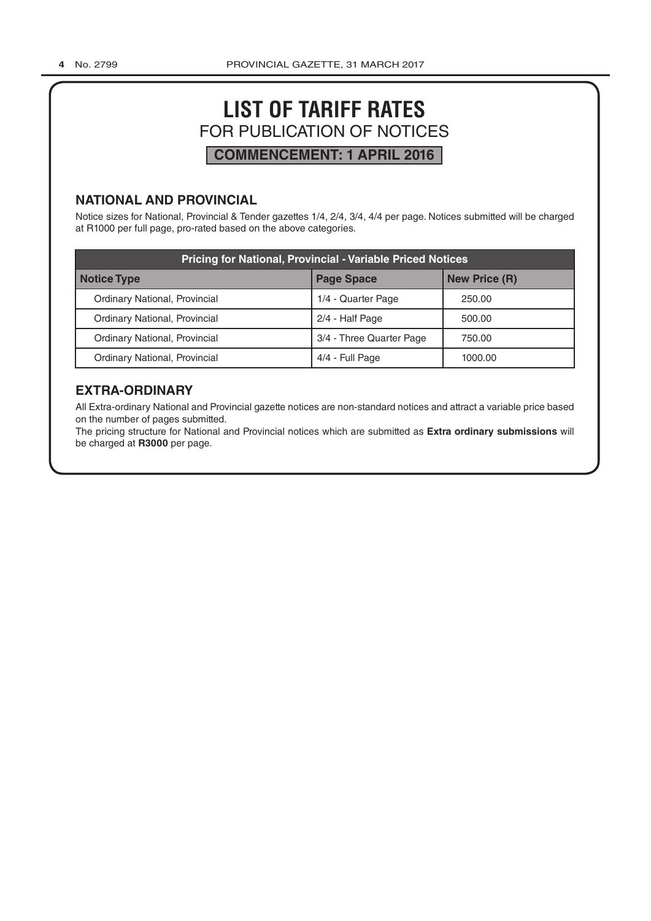# LIST OF TARIFF RATES

## FOR PUBLICATION OF NOTICES

**COMMENCEMENT: 1 APRIL 2016**

### NATIONAL AND PROVINCIAL

Notice sizes for National, Provincial & Tender gazettes 1/4, 2/4, 3/4, 4/4 per page. Notices submitted will be charged at R1000 per full page, pro-rated based on the above categories.

| Pricing for National, Provincial - Variable Priced Notices | | |
|---|---|---|
| **Notice Type** | **Page Space** | **New Price (R)** |
| Ordinary National, Provincial | 1/4 - Quarter Page | 250.00 |
| Ordinary National, Provincial | 2/4 - Half Page | 500.00 |
| Ordinary National, Provincial | 3/4 - Three Quarter Page | 750.00 |
| Ordinary National, Provincial | 4/4 - Full Page | 1000.00 |

### EXTRA-ORDINARY

All Extra-ordinary National and Provincial gazette notices are non-standard notices and attract a variable price based on the number of pages submitted.

The pricing structure for National and Provincial notices which are submitted as **Extra ordinary submissions** will be charged at **R3000** per page.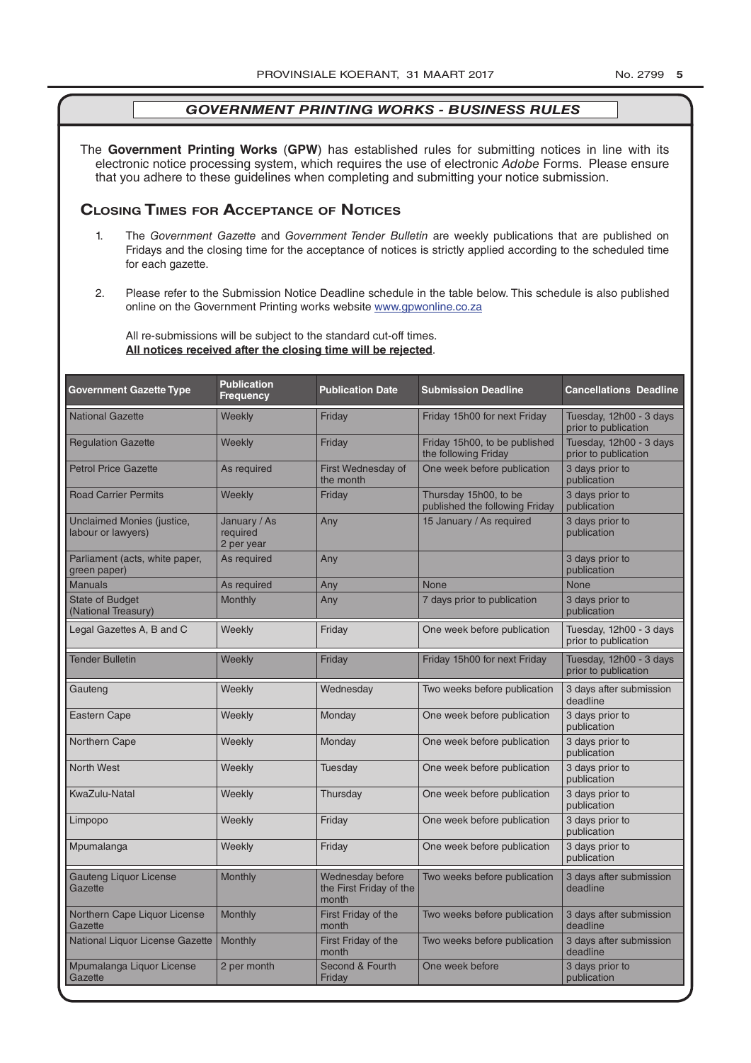## *GOVERNMENT PRINTING WORKS - BUSINESS RULES*

The **Government Printing Works** (**GPW**) has established rules for submitting notices in line with its electronic notice processing system, which requires the use of electronic *Adobe* Forms. Please ensure that you adhere to these guidelines when completing and submitting your notice submission.

### Closing Times for Acceptance of Notices

1. The *Government Gazette* and *Government Tender Bulletin* are weekly publications that are published on Fridays and the closing time for the acceptance of notices is strictly applied according to the scheduled time for each gazette.

2. Please refer to the Submission Notice Deadline schedule in the table below. This schedule is also published online on the Government Printing works website www.gpwonline.co.za

   All re-submissions will be subject to the standard cut-off times.
   **All notices received after the closing time will be rejected**.

| Government Gazette Type | Publication Frequency | Publication Date | Submission Deadline | Cancellations Deadline |
|---|---|---|---|---|
| National Gazette | Weekly | Friday | Friday 15h00 for next Friday | Tuesday, 12h00 - 3 days prior to publication |
| Regulation Gazette | Weekly | Friday | Friday 15h00, to be published the following Friday | Tuesday, 12h00 - 3 days prior to publication |
| Petrol Price Gazette | As required | First Wednesday of the month | One week before publication | 3 days prior to publication |
| Road Carrier Permits | Weekly | Friday | Thursday 15h00, to be published the following Friday | 3 days prior to publication |
| Unclaimed Monies (justice, labour or lawyers) | January / As required 2 per year | Any | 15 January / As required | 3 days prior to publication |
| Parliament (acts, white paper, green paper) | As required | Any | | 3 days prior to publication |
| Manuals | As required | Any | None | None |
| State of Budget (National Treasury) | Monthly | Any | 7 days prior to publication | 3 days prior to publication |
| Legal Gazettes A, B and C | Weekly | Friday | One week before publication | Tuesday, 12h00 - 3 days prior to publication |
| Tender Bulletin | Weekly | Friday | Friday 15h00 for next Friday | Tuesday, 12h00 - 3 days prior to publication |
| Gauteng | Weekly | Wednesday | Two weeks before publication | 3 days after submission deadline |
| Eastern Cape | Weekly | Monday | One week before publication | 3 days prior to publication |
| Northern Cape | Weekly | Monday | One week before publication | 3 days prior to publication |
| North West | Weekly | Tuesday | One week before publication | 3 days prior to publication |
| KwaZulu-Natal | Weekly | Thursday | One week before publication | 3 days prior to publication |
| Limpopo | Weekly | Friday | One week before publication | 3 days prior to publication |
| Mpumalanga | Weekly | Friday | One week before publication | 3 days prior to publication |
| Gauteng Liquor License Gazette | Monthly | Wednesday before the First Friday of the month | Two weeks before publication | 3 days after submission deadline |
| Northern Cape Liquor License Gazette | Monthly | First Friday of the month | Two weeks before publication | 3 days after submission deadline |
| National Liquor License Gazette | Monthly | First Friday of the month | Two weeks before publication | 3 days after submission deadline |
| Mpumalanga Liquor License Gazette | 2 per month | Second & Fourth Friday | One week before | 3 days prior to publication |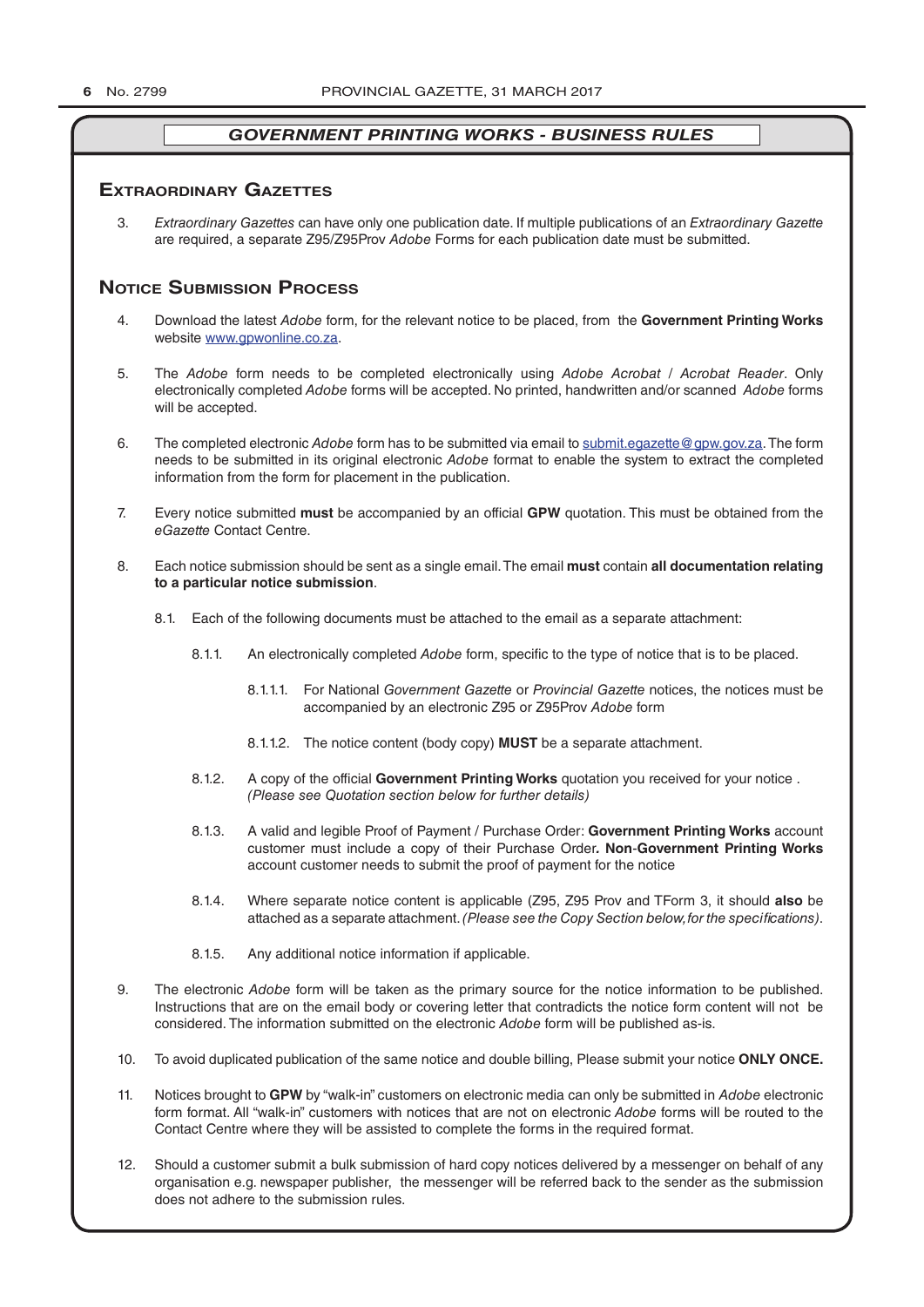## *GOVERNMENT PRINTING WORKS - BUSINESS RULES*

### Extraordinary Gazettes

3. *Extraordinary Gazettes* can have only one publication date. If multiple publications of an *Extraordinary Gazette* are required, a separate Z95/Z95Prov *Adobe* Forms for each publication date must be submitted.

### Notice Submission Process

4. Download the latest *Adobe* form, for the relevant notice to be placed, from the **Government Printing Works** website www.gpwonline.co.za.

5. The *Adobe* form needs to be completed electronically using *Adobe Acrobat* / *Acrobat Reader*. Only electronically completed *Adobe* forms will be accepted. No printed, handwritten and/or scanned *Adobe* forms will be accepted.

6. The completed electronic *Adobe* form has to be submitted via email to submit.egazette@gpw.gov.za. The form needs to be submitted in its original electronic *Adobe* format to enable the system to extract the completed information from the form for placement in the publication.

7. Every notice submitted **must** be accompanied by an official **GPW** quotation. This must be obtained from the *eGazette* Contact Centre.

8. Each notice submission should be sent as a single email. The email **must** contain **all documentation relating to a particular notice submission**.

    8.1. Each of the following documents must be attached to the email as a separate attachment:

    8.1.1. An electronically completed *Adobe* form, specific to the type of notice that is to be placed.

    8.1.1.1. For National *Government Gazette* or *Provincial Gazette* notices, the notices must be accompanied by an electronic Z95 or Z95Prov *Adobe* form

    8.1.1.2. The notice content (body copy) **MUST** be a separate attachment.

    8.1.2. A copy of the official **Government Printing Works** quotation you received for your notice . *(Please see Quotation section below for further details)*

    8.1.3. A valid and legible Proof of Payment / Purchase Order: **Government Printing Works** account customer must include a copy of their Purchase Order**. Non**-**Government Printing Works** account customer needs to submit the proof of payment for the notice

    8.1.4. Where separate notice content is applicable (Z95, Z95 Prov and TForm 3, it should **also** be attached as a separate attachment. *(Please see the Copy Section below, for the specifications)*.

    8.1.5. Any additional notice information if applicable.

9. The electronic *Adobe* form will be taken as the primary source for the notice information to be published. Instructions that are on the email body or covering letter that contradicts the notice form content will not be considered. The information submitted on the electronic *Adobe* form will be published as-is.

10. To avoid duplicated publication of the same notice and double billing, Please submit your notice **ONLY ONCE.**

11. Notices brought to **GPW** by "walk-in" customers on electronic media can only be submitted in *Adobe* electronic form format. All "walk-in" customers with notices that are not on electronic *Adobe* forms will be routed to the Contact Centre where they will be assisted to complete the forms in the required format.

12. Should a customer submit a bulk submission of hard copy notices delivered by a messenger on behalf of any organisation e.g. newspaper publisher, the messenger will be referred back to the sender as the submission does not adhere to the submission rules.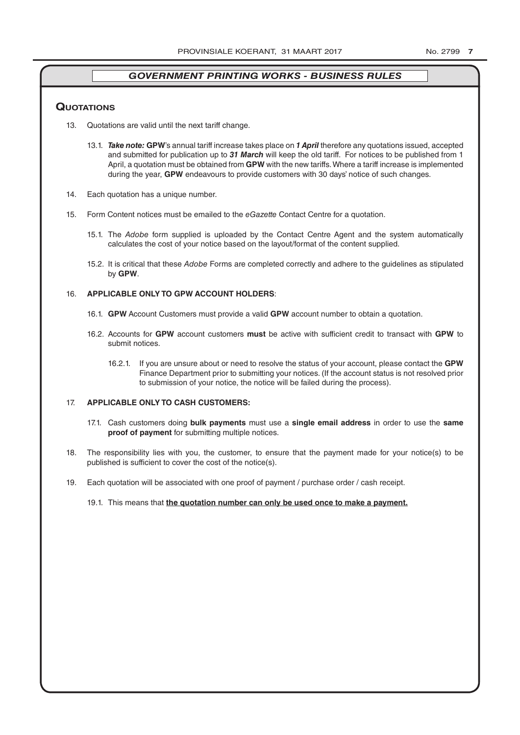## *GOVERNMENT PRINTING WORKS - BUSINESS RULES*

### Quotations

13. Quotations are valid until the next tariff change.

    13.1. ***Take note:*** **GPW**'s annual tariff increase takes place on ***1 April*** therefore any quotations issued, accepted and submitted for publication up to ***31 March*** will keep the old tariff. For notices to be published from 1 April, a quotation must be obtained from **GPW** with the new tariffs. Where a tariff increase is implemented during the year, **GPW** endeavours to provide customers with 30 days' notice of such changes.

14. Each quotation has a unique number.

15. Form Content notices must be emailed to the *eGazette* Contact Centre for a quotation.

    15.1. The *Adobe* form supplied is uploaded by the Contact Centre Agent and the system automatically calculates the cost of your notice based on the layout/format of the content supplied.

    15.2. It is critical that these *Adobe* Forms are completed correctly and adhere to the guidelines as stipulated by **GPW**.

16. **APPLICABLE ONLY TO GPW ACCOUNT HOLDERS**:

    16.1. **GPW** Account Customers must provide a valid **GPW** account number to obtain a quotation.

    16.2. Accounts for **GPW** account customers **must** be active with sufficient credit to transact with **GPW** to submit notices.

    16.2.1. If you are unsure about or need to resolve the status of your account, please contact the **GPW** Finance Department prior to submitting your notices. (If the account status is not resolved prior to submission of your notice, the notice will be failed during the process).

17. **APPLICABLE ONLY TO CASH CUSTOMERS:**

    17.1. Cash customers doing **bulk payments** must use a **single email address** in order to use the **same proof of payment** for submitting multiple notices.

18. The responsibility lies with you, the customer, to ensure that the payment made for your notice(s) to be published is sufficient to cover the cost of the notice(s).

19. Each quotation will be associated with one proof of payment / purchase order / cash receipt.

    19.1. This means that **<u>the quotation number can only be used once to make a payment.</u>**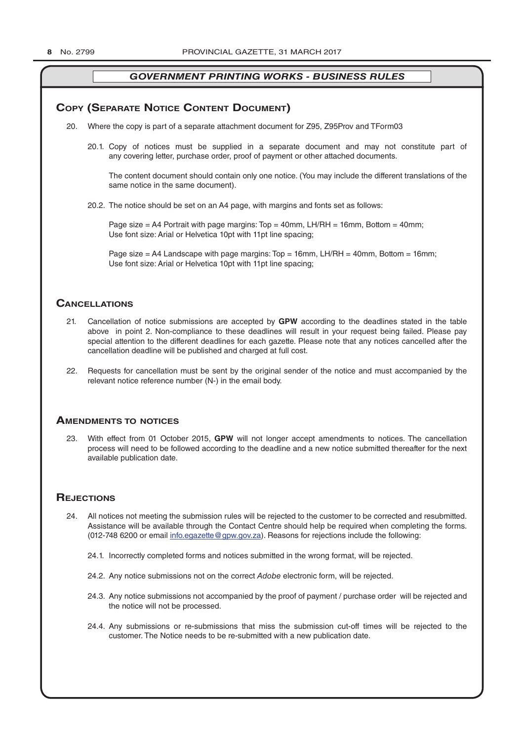## GOVERNMENT PRINTING WORKS - BUSINESS RULES

### Copy (Separate Notice Content Document)

20. Where the copy is part of a separate attachment document for Z95, Z95Prov and TForm03

    20.1. Copy of notices must be supplied in a separate document and may not constitute part of any covering letter, purchase order, proof of payment or other attached documents.

    The content document should contain only one notice. (You may include the different translations of the same notice in the same document).

    20.2. The notice should be set on an A4 page, with margins and fonts set as follows:

    Page size = A4 Portrait with page margins: Top = 40mm, LH/RH = 16mm, Bottom = 40mm;
    Use font size: Arial or Helvetica 10pt with 11pt line spacing;

    Page size = A4 Landscape with page margins: Top = 16mm, LH/RH = 40mm, Bottom = 16mm;
    Use font size: Arial or Helvetica 10pt with 11pt line spacing;

### Cancellations

21. Cancellation of notice submissions are accepted by **GPW** according to the deadlines stated in the table above in point 2. Non-compliance to these deadlines will result in your request being failed. Please pay special attention to the different deadlines for each gazette. Please note that any notices cancelled after the cancellation deadline will be published and charged at full cost.

22. Requests for cancellation must be sent by the original sender of the notice and must accompanied by the relevant notice reference number (N-) in the email body.

### Amendments to notices

23. With effect from 01 October 2015, **GPW** will not longer accept amendments to notices. The cancellation process will need to be followed according to the deadline and a new notice submitted thereafter for the next available publication date.

### Rejections

24. All notices not meeting the submission rules will be rejected to the customer to be corrected and resubmitted. Assistance will be available through the Contact Centre should help be required when completing the forms. (012-748 6200 or email info.egazette@gpw.gov.za). Reasons for rejections include the following:

    24.1. Incorrectly completed forms and notices submitted in the wrong format, will be rejected.

    24.2. Any notice submissions not on the correct *Adobe* electronic form, will be rejected.

    24.3. Any notice submissions not accompanied by the proof of payment / purchase order will be rejected and the notice will not be processed.

    24.4. Any submissions or re-submissions that miss the submission cut-off times will be rejected to the customer. The Notice needs to be re-submitted with a new publication date.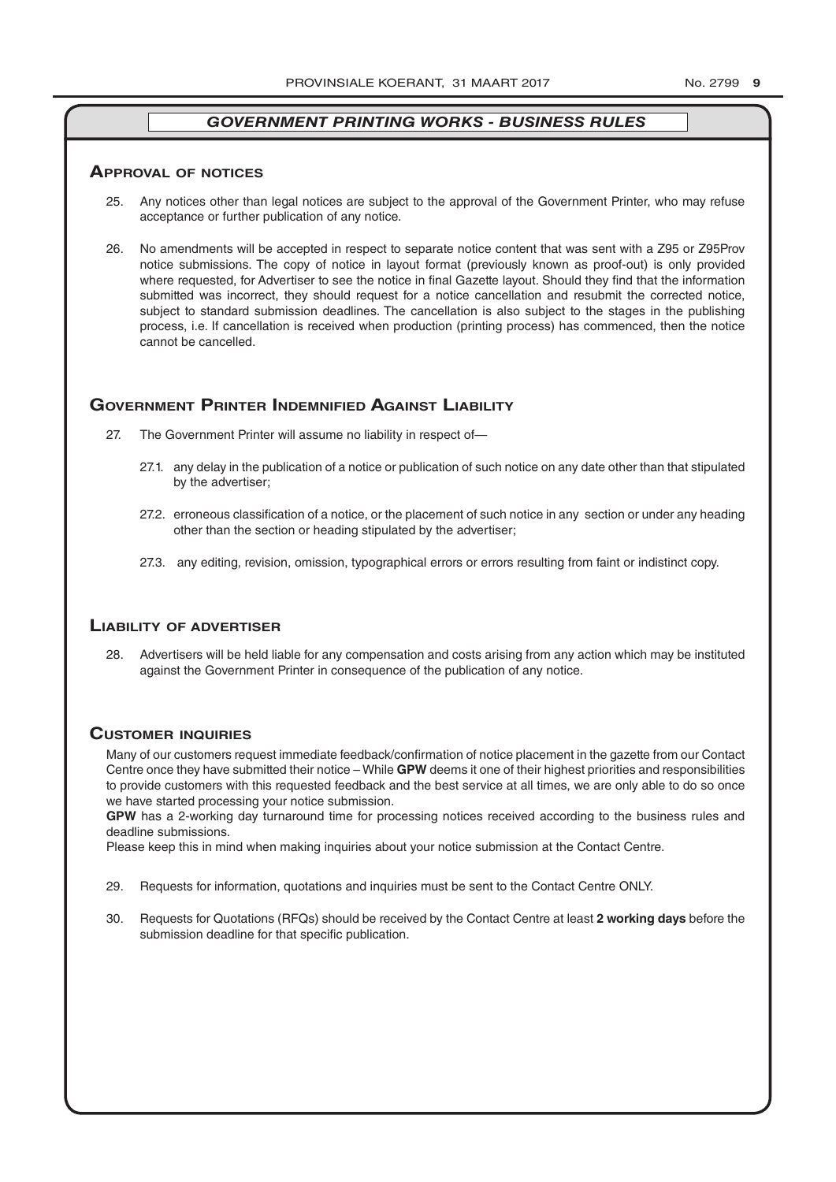## *GOVERNMENT PRINTING WORKS - BUSINESS RULES*

### Approval of notices

25. Any notices other than legal notices are subject to the approval of the Government Printer, who may refuse acceptance or further publication of any notice.

26. No amendments will be accepted in respect to separate notice content that was sent with a Z95 or Z95Prov notice submissions. The copy of notice in layout format (previously known as proof-out) is only provided where requested, for Advertiser to see the notice in final Gazette layout. Should they find that the information submitted was incorrect, they should request for a notice cancellation and resubmit the corrected notice, subject to standard submission deadlines. The cancellation is also subject to the stages in the publishing process, i.e. If cancellation is received when production (printing process) has commenced, then the notice cannot be cancelled.

### Government Printer Indemnified Against Liability

27. The Government Printer will assume no liability in respect of—

    27.1. any delay in the publication of a notice or publication of such notice on any date other than that stipulated by the advertiser;

    27.2. erroneous classification of a notice, or the placement of such notice in any section or under any heading other than the section or heading stipulated by the advertiser;

    27.3. any editing, revision, omission, typographical errors or errors resulting from faint or indistinct copy.

### Liability of advertiser

28. Advertisers will be held liable for any compensation and costs arising from any action which may be instituted against the Government Printer in consequence of the publication of any notice.

### Customer inquiries

Many of our customers request immediate feedback/confirmation of notice placement in the gazette from our Contact Centre once they have submitted their notice – While **GPW** deems it one of their highest priorities and responsibilities to provide customers with this requested feedback and the best service at all times, we are only able to do so once we have started processing your notice submission.

**GPW** has a 2-working day turnaround time for processing notices received according to the business rules and deadline submissions.

Please keep this in mind when making inquiries about your notice submission at the Contact Centre.

29. Requests for information, quotations and inquiries must be sent to the Contact Centre ONLY.

30. Requests for Quotations (RFQs) should be received by the Contact Centre at least **2 working days** before the submission deadline for that specific publication.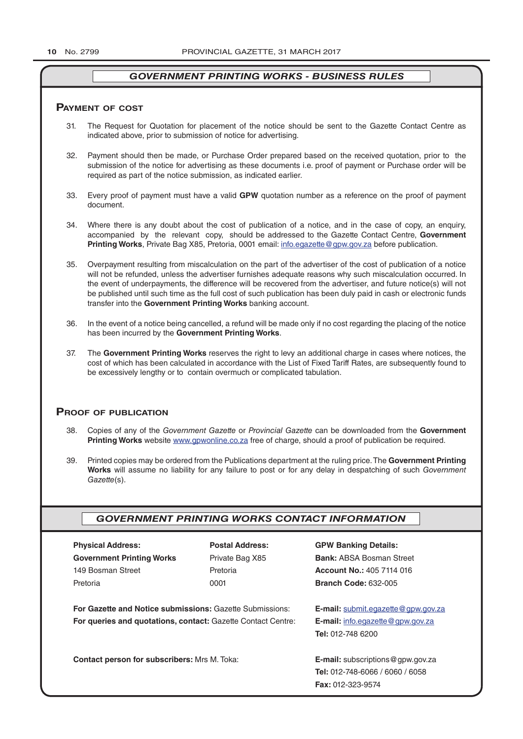## *GOVERNMENT PRINTING WORKS - BUSINESS RULES*

### Payment of cost

31. The Request for Quotation for placement of the notice should be sent to the Gazette Contact Centre as indicated above, prior to submission of notice for advertising.

32. Payment should then be made, or Purchase Order prepared based on the received quotation, prior to the submission of the notice for advertising as these documents i.e. proof of payment or Purchase order will be required as part of the notice submission, as indicated earlier.

33. Every proof of payment must have a valid **GPW** quotation number as a reference on the proof of payment document.

34. Where there is any doubt about the cost of publication of a notice, and in the case of copy, an enquiry, accompanied by the relevant copy, should be addressed to the Gazette Contact Centre, **Government Printing Works**, Private Bag X85, Pretoria, 0001 email: info.egazette@gpw.gov.za before publication.

35. Overpayment resulting from miscalculation on the part of the advertiser of the cost of publication of a notice will not be refunded, unless the advertiser furnishes adequate reasons why such miscalculation occurred. In the event of underpayments, the difference will be recovered from the advertiser, and future notice(s) will not be published until such time as the full cost of such publication has been duly paid in cash or electronic funds transfer into the **Government Printing Works** banking account.

36. In the event of a notice being cancelled, a refund will be made only if no cost regarding the placing of the notice has been incurred by the **Government Printing Works**.

37. The **Government Printing Works** reserves the right to levy an additional charge in cases where notices, the cost of which has been calculated in accordance with the List of Fixed Tariff Rates, are subsequently found to be excessively lengthy or to contain overmuch or complicated tabulation.

### Proof of publication

38. Copies of any of the *Government Gazette* or *Provincial Gazette* can be downloaded from the **Government Printing Works** website www.gpwonline.co.za free of charge, should a proof of publication be required.

39. Printed copies may be ordered from the Publications department at the ruling price. The **Government Printing Works** will assume no liability for any failure to post or for any delay in despatching of such *Government Gazette*(s).

## *GOVERNMENT PRINTING WORKS CONTACT INFORMATION*

**Physical Address:**
**Government Printing Works**
149 Bosman Street
Pretoria

**Postal Address:**
Private Bag X85
Pretoria
0001

**GPW Banking Details:**
**Bank:** ABSA Bosman Street
**Account No.:** 405 7114 016
**Branch Code:** 632-005

**For Gazette and Notice submissions:** Gazette Submissions: **E-mail:** submit.egazette@gpw.gov.za

**For queries and quotations, contact:** Gazette Contact Centre: **E-mail:** info.egazette@gpw.gov.za
**Tel:** 012-748 6200

**Contact person for subscribers:** Mrs M. Toka: **E-mail:** subscriptions@gpw.gov.za
**Tel:** 012-748-6066 / 6060 / 6058
**Fax:** 012-323-9574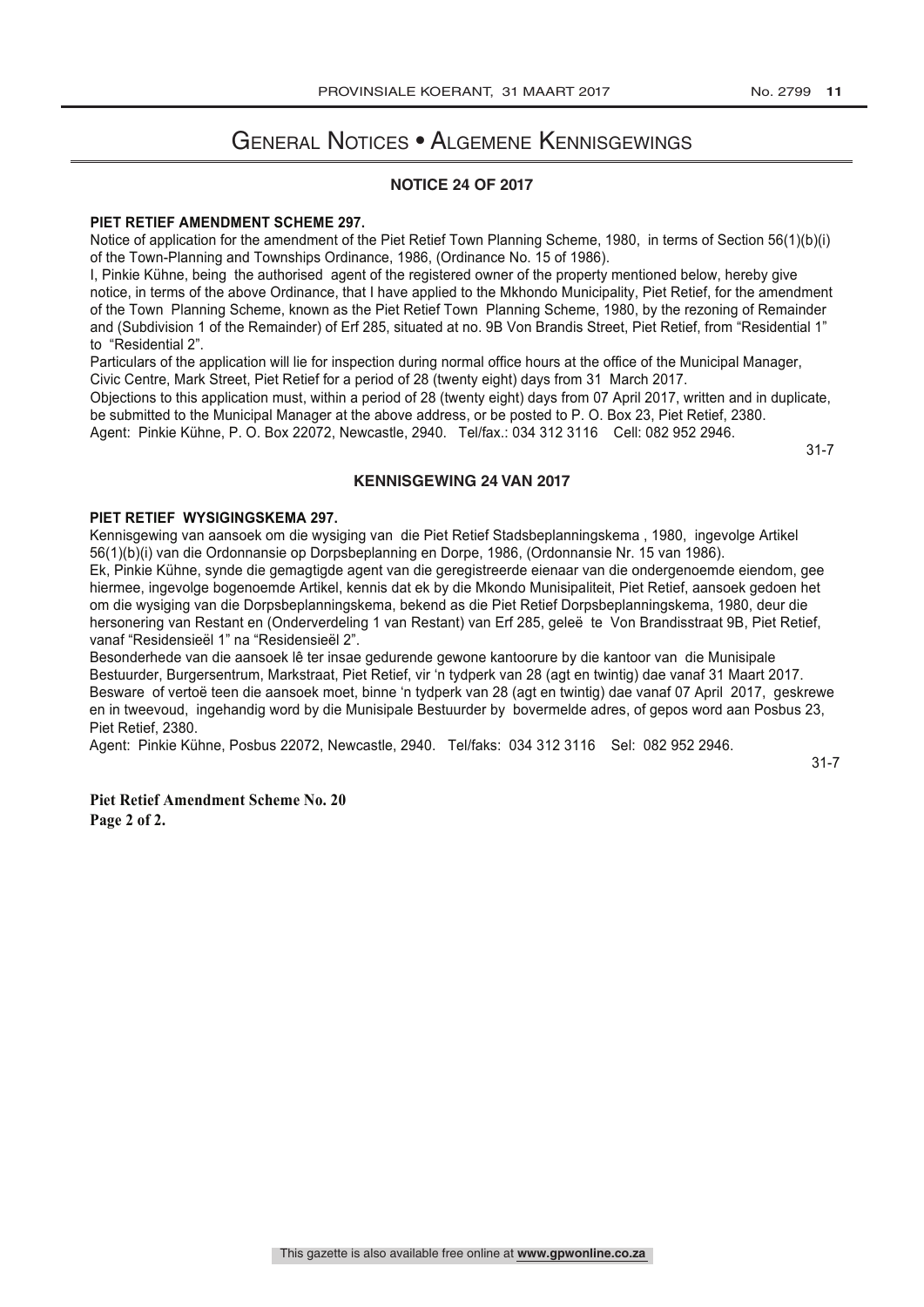# General Notices • Algemene Kennisgewings

## NOTICE 24 OF 2017

**PIET RETIEF AMENDMENT SCHEME 297.**

Notice of application for the amendment of the Piet Retief Town Planning Scheme, 1980, in terms of Section 56(1)(b)(i) of the Town-Planning and Townships Ordinance, 1986, (Ordinance No. 15 of 1986).

I, Pinkie Kühne, being the authorised agent of the registered owner of the property mentioned below, hereby give notice, in terms of the above Ordinance, that I have applied to the Mkhondo Municipality, Piet Retief, for the amendment of the Town Planning Scheme, known as the Piet Retief Town Planning Scheme, 1980, by the rezoning of Remainder and (Subdivision 1 of the Remainder) of Erf 285, situated at no. 9B Von Brandis Street, Piet Retief, from "Residential 1" to "Residential 2".

Particulars of the application will lie for inspection during normal office hours at the office of the Municipal Manager, Civic Centre, Mark Street, Piet Retief for a period of 28 (twenty eight) days from 31 March 2017.

Objections to this application must, within a period of 28 (twenty eight) days from 07 April 2017, written and in duplicate, be submitted to the Municipal Manager at the above address, or be posted to P. O. Box 23, Piet Retief, 2380.

Agent: Pinkie Kühne, P. O. Box 22072, Newcastle, 2940. Tel/fax.: 034 312 3116 Cell: 082 952 2946.

31-7

## KENNISGEWING 24 VAN 2017

**PIET RETIEF WYSIGINGSKEMA 297.**

Kennisgewing van aansoek om die wysiging van die Piet Retief Stadsbeplanningskema , 1980, ingevolge Artikel 56(1)(b)(i) van die Ordonnansie op Dorpsbeplanning en Dorpe, 1986, (Ordonnansie Nr. 15 van 1986).

Ek, Pinkie Kühne, synde die gemagtigde agent van die geregistreerde eienaar van die ondergenoemde eiendom, gee hiermee, ingevolge bogenoemde Artikel, kennis dat ek by die Mkondo Munisipaliteit, Piet Retief, aansoek gedoen het om die wysiging van die Dorpsbeplanningskema, bekend as die Piet Retief Dorpsbeplanningskema, 1980, deur die hersonering van Restant en (Onderverdeling 1 van Restant) van Erf 285, geleë te Von Brandisstraat 9B, Piet Retief, vanaf "Residensieël 1" na "Residensieël 2".

Besonderhede van die aansoek lê ter insae gedurende gewone kantoorure by die kantoor van die Munisipale Bestuurder, Burgersentrum, Markstraat, Piet Retief, vir 'n tydperk van 28 (agt en twintig) dae vanaf 31 Maart 2017.

Besware of vertoë teen die aansoek moet, binne 'n tydperk van 28 (agt en twintig) dae vanaf 07 April 2017, geskrewe en in tweevoud, ingehandig word by die Munisipale Bestuurder by bovermelde adres, of gepos word aan Posbus 23, Piet Retief, 2380.

Agent: Pinkie Kühne, Posbus 22072, Newcastle, 2940. Tel/faks: 034 312 3116 Sel: 082 952 2946.

31-7

**Piet Retief Amendment Scheme No. 20**
**Page 2 of 2.**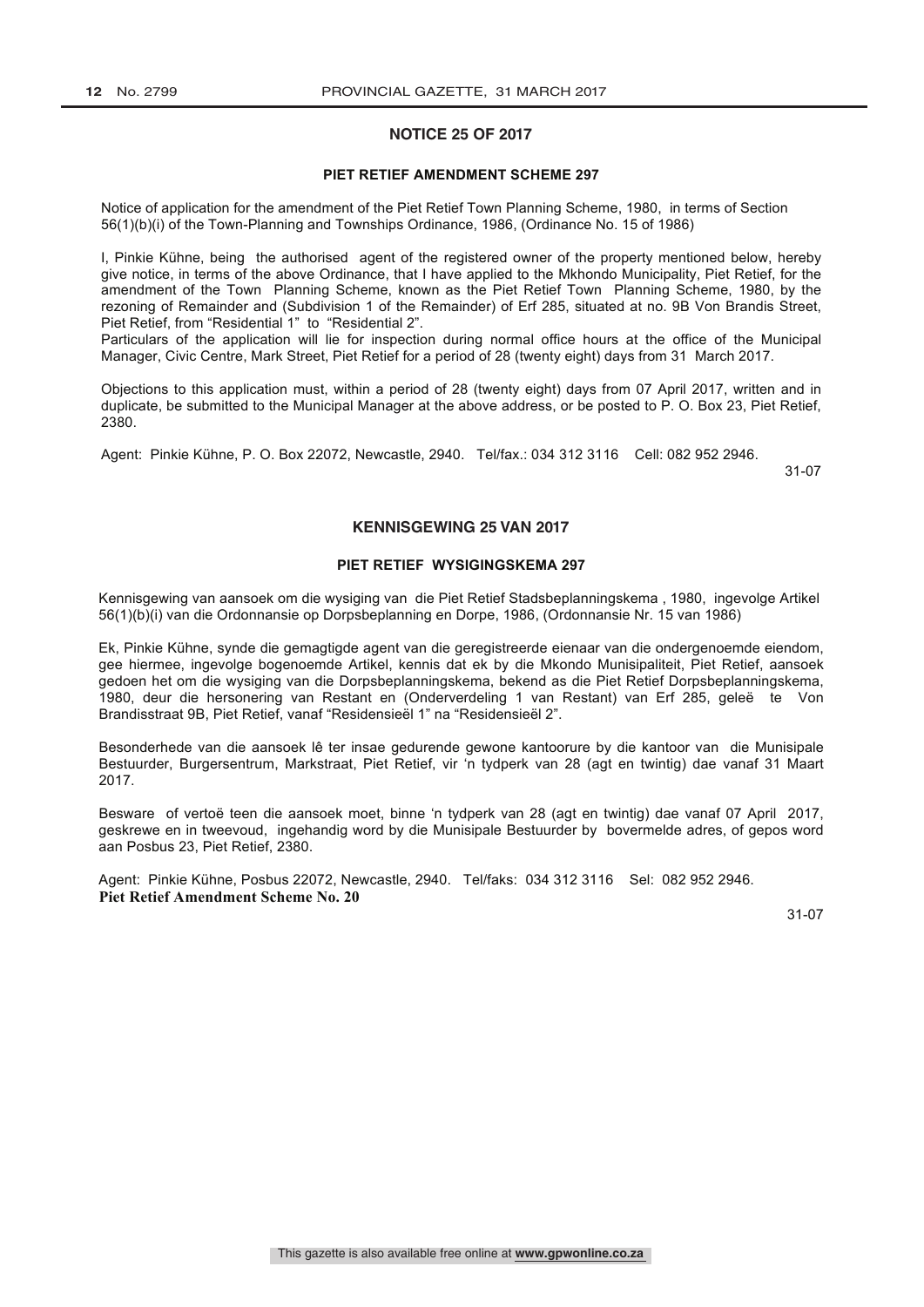## NOTICE 25 OF 2017

### PIET RETIEF AMENDMENT SCHEME 297

Notice of application for the amendment of the Piet Retief Town Planning Scheme, 1980, in terms of Section 56(1)(b)(i) of the Town-Planning and Townships Ordinance, 1986, (Ordinance No. 15 of 1986)

I, Pinkie Kühne, being the authorised agent of the registered owner of the property mentioned below, hereby give notice, in terms of the above Ordinance, that I have applied to the Mkhondo Municipality, Piet Retief, for the amendment of the Town Planning Scheme, known as the Piet Retief Town Planning Scheme, 1980, by the rezoning of Remainder and (Subdivision 1 of the Remainder) of Erf 285, situated at no. 9B Von Brandis Street, Piet Retief, from "Residential 1" to "Residential 2".

Particulars of the application will lie for inspection during normal office hours at the office of the Municipal Manager, Civic Centre, Mark Street, Piet Retief for a period of 28 (twenty eight) days from 31 March 2017.

Objections to this application must, within a period of 28 (twenty eight) days from 07 April 2017, written and in duplicate, be submitted to the Municipal Manager at the above address, or be posted to P. O. Box 23, Piet Retief, 2380.

Agent: Pinkie Kühne, P. O. Box 22072, Newcastle, 2940. Tel/fax.: 034 312 3116 Cell: 082 952 2946.

31-07

## KENNISGEWING 25 VAN 2017

### PIET RETIEF WYSIGINGSKEMA 297

Kennisgewing van aansoek om die wysiging van die Piet Retief Stadsbeplanningskema , 1980, ingevolge Artikel 56(1)(b)(i) van die Ordonnansie op Dorpsbeplanning en Dorpe, 1986, (Ordonnansie Nr. 15 van 1986)

Ek, Pinkie Kühne, synde die gemagtigde agent van die geregistreerde eienaar van die ondergenoemde eiendom, gee hiermee, ingevolge bogenoemde Artikel, kennis dat ek by die Mkondo Munisipaliteit, Piet Retief, aansoek gedoen het om die wysiging van die Dorpsbeplanningskema, bekend as die Piet Retief Dorpsbeplanningskema, 1980, deur die hersonering van Restant en (Onderverdeling 1 van Restant) van Erf 285, geleë te Von Brandisstraat 9B, Piet Retief, vanaf "Residensieël 1" na "Residensieël 2".

Besonderhede van die aansoek lê ter insae gedurende gewone kantoorure by die kantoor van die Munisipale Bestuurder, Burgersentrum, Markstraat, Piet Retief, vir 'n tydperk van 28 (agt en twintig) dae vanaf 31 Maart 2017.

Besware of vertoë teen die aansoek moet, binne 'n tydperk van 28 (agt en twintig) dae vanaf 07 April 2017, geskrewe en in tweevoud, ingehandig word by die Munisipale Bestuurder by bovermelde adres, of gepos word aan Posbus 23, Piet Retief, 2380.

Agent: Pinkie Kühne, Posbus 22072, Newcastle, 2940. Tel/faks: 034 312 3116 Sel: 082 952 2946.

**Piet Retief Amendment Scheme No. 20**

31-07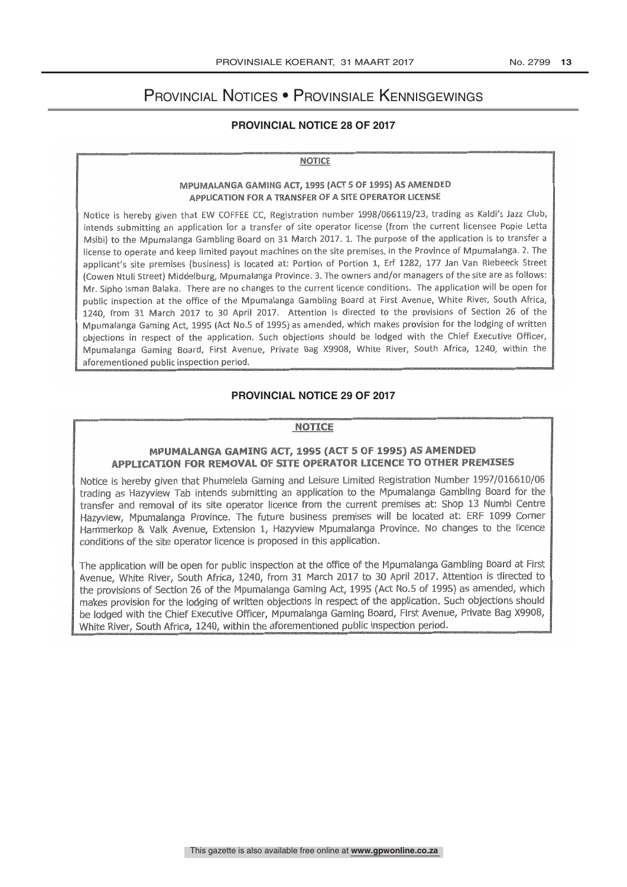# Provincial Notices • Provinsiale Kennisgewings

## PROVINCIAL NOTICE 28 OF 2017

**NOTICE**

**MPUMALANGA GAMING ACT, 1995 (ACT 5 OF 1995) AS AMENDED**
**APPLICATION FOR A TRANSFER OF A SITE OPERATOR LICENSE**

Notice is hereby given that EW COFFEE CC, Registration number 1998/066119/23, trading as Kaldi's Jazz Club, intends submitting an application for a transfer of site operator license (from the current licensee Popie Letta Msibi) to the Mpumalanga Gambling Board on 31 March 2017. 1. The purpose of the application is to transfer a license to operate and keep limited payout machines on the site premises, in the Province of Mpumalanga. 2. The applicant's site premises (business) is located at: Portion of Portion 1, Erf 1282, 177 Jan Van Riebeeck Street (Cowen Ntuli Street) Middelburg, Mpumalanga Province. 3. The owners and/or managers of the site are as follows: Mr. Sipho Isman Balaka. There are no changes to the current licence conditions. The application will be open for public inspection at the office of the Mpumalanga Gambling Board at First Avenue, White River, South Africa, 1240, from 31 March 2017 to 30 April 2017. Attention is directed to the provisions of Section 26 of the Mpumalanga Gaming Act, 1995 (Act No.5 of 1995) as amended, which makes provision for the lodging of written objections in respect of the application. Such objections should be lodged with the Chief Executive Officer, Mpumalanga Gaming Board, First Avenue, Private Bag X9908, White River, South Africa, 1240, within the aforementioned public inspection period.

## PROVINCIAL NOTICE 29 OF 2017

**NOTICE**

**MPUMALANGA GAMING ACT, 1995 (ACT 5 OF 1995) AS AMENDED**
**APPLICATION FOR REMOVAL OF SITE OPERATOR LICENCE TO OTHER PREMISES**

Notice is hereby given that Phumelela Gaming and Leisure Limited Registration Number 1997/016610/06 trading as Hazyview Tab intends submitting an application to the Mpumalanga Gambling Board for the transfer and removal of its site operator licence from the current premises at: Shop 13 Numbi Centre Hazyview, Mpumalanga Province. The future business premises will be located at: ERF 1099 Corner Hammerkop & Valk Avenue, Extension 1, Hazyview Mpumalanga Province. No changes to the licence conditions of the site operator licence is proposed in this application.

The application will be open for public inspection at the office of the Mpumalanga Gambling Board at First Avenue, White River, South Africa, 1240, from 31 March 2017 to 30 April 2017. Attention is directed to the provisions of Section 26 of the Mpumalanga Gaming Act, 1995 (Act No.5 of 1995) as amended, which makes provision for the lodging of written objections in respect of the application. Such objections should be lodged with the Chief Executive Officer, Mpumalanga Gaming Board, First Avenue, Private Bag X9908, White River, South Africa, 1240, within the aforementioned public inspection period.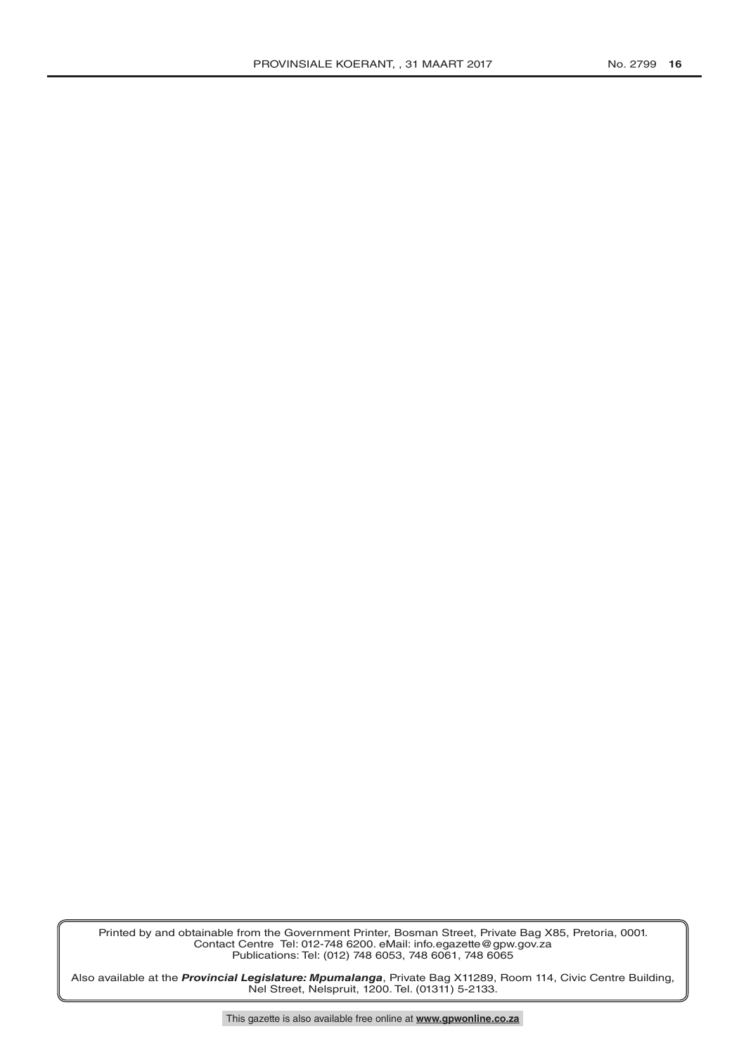Printed by and obtainable from the Government Printer, Bosman Street, Private Bag X85, Pretoria, 0001.
Contact Centre Tel: 012-748 6200. eMail: info.egazette@gpw.gov.za
Publications: Tel: (012) 748 6053, 748 6061, 748 6065

Also available at the ***Provincial Legislature: Mpumalanga***, Private Bag X11289, Room 114, Civic Centre Building, Nel Street, Nelspruit, 1200. Tel. (01311) 5-2133.

This gazette is also available free online at **www.gpwonline.co.za**